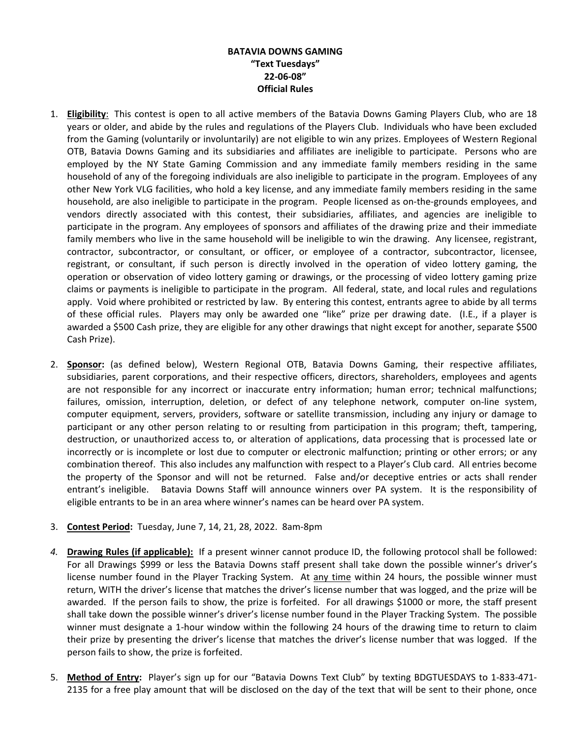**BATAVIA DOWNS GAMING**
**"Text Tuesdays"**
**22-06-08"**
**Official Rules**

1. **Eligibility**: This contest is open to all active members of the Batavia Downs Gaming Players Club, who are 18 years or older, and abide by the rules and regulations of the Players Club. Individuals who have been excluded from the Gaming (voluntarily or involuntarily) are not eligible to win any prizes. Employees of Western Regional OTB, Batavia Downs Gaming and its subsidiaries and affiliates are ineligible to participate. Persons who are employed by the NY State Gaming Commission and any immediate family members residing in the same household of any of the foregoing individuals are also ineligible to participate in the program. Employees of any other New York VLG facilities, who hold a key license, and any immediate family members residing in the same household, are also ineligible to participate in the program. People licensed as on-the-grounds employees, and vendors directly associated with this contest, their subsidiaries, affiliates, and agencies are ineligible to participate in the program. Any employees of sponsors and affiliates of the drawing prize and their immediate family members who live in the same household will be ineligible to win the drawing. Any licensee, registrant, contractor, subcontractor, or consultant, or officer, or employee of a contractor, subcontractor, licensee, registrant, or consultant, if such person is directly involved in the operation of video lottery gaming, the operation or observation of video lottery gaming or drawings, or the processing of video lottery gaming prize claims or payments is ineligible to participate in the program. All federal, state, and local rules and regulations apply. Void where prohibited or restricted by law. By entering this contest, entrants agree to abide by all terms of these official rules. Players may only be awarded one "like" prize per drawing date. (I.E., if a player is awarded a $500 Cash prize, they are eligible for any other drawings that night except for another, separate $500 Cash Prize).

2. **Sponsor:** (as defined below), Western Regional OTB, Batavia Downs Gaming, their respective affiliates, subsidiaries, parent corporations, and their respective officers, directors, shareholders, employees and agents are not responsible for any incorrect or inaccurate entry information; human error; technical malfunctions; failures, omission, interruption, deletion, or defect of any telephone network, computer on-line system, computer equipment, servers, providers, software or satellite transmission, including any injury or damage to participant or any other person relating to or resulting from participation in this program; theft, tampering, destruction, or unauthorized access to, or alteration of applications, data processing that is processed late or incorrectly or is incomplete or lost due to computer or electronic malfunction; printing or other errors; or any combination thereof. This also includes any malfunction with respect to a Player's Club card. All entries become the property of the Sponsor and will not be returned. False and/or deceptive entries or acts shall render entrant's ineligible. Batavia Downs Staff will announce winners over PA system. It is the responsibility of eligible entrants to be in an area where winner's names can be heard over PA system.

3. **Contest Period:** Tuesday, June 7, 14, 21, 28, 2022. 8am-8pm

4. **Drawing Rules (if applicable):** If a present winner cannot produce ID, the following protocol shall be followed: For all Drawings $999 or less the Batavia Downs staff present shall take down the possible winner's driver's license number found in the Player Tracking System. At any time within 24 hours, the possible winner must return, WITH the driver's license that matches the driver's license number that was logged, and the prize will be awarded. If the person fails to show, the prize is forfeited. For all drawings $1000 or more, the staff present shall take down the possible winner's driver's license number found in the Player Tracking System. The possible winner must designate a 1-hour window within the following 24 hours of the drawing time to return to claim their prize by presenting the driver's license that matches the driver's license number that was logged. If the person fails to show, the prize is forfeited.

5. **Method of Entry:** Player's sign up for our "Batavia Downs Text Club" by texting BDGTUESDAYS to 1-833-471-2135 for a free play amount that will be disclosed on the day of the text that will be sent to their phone, once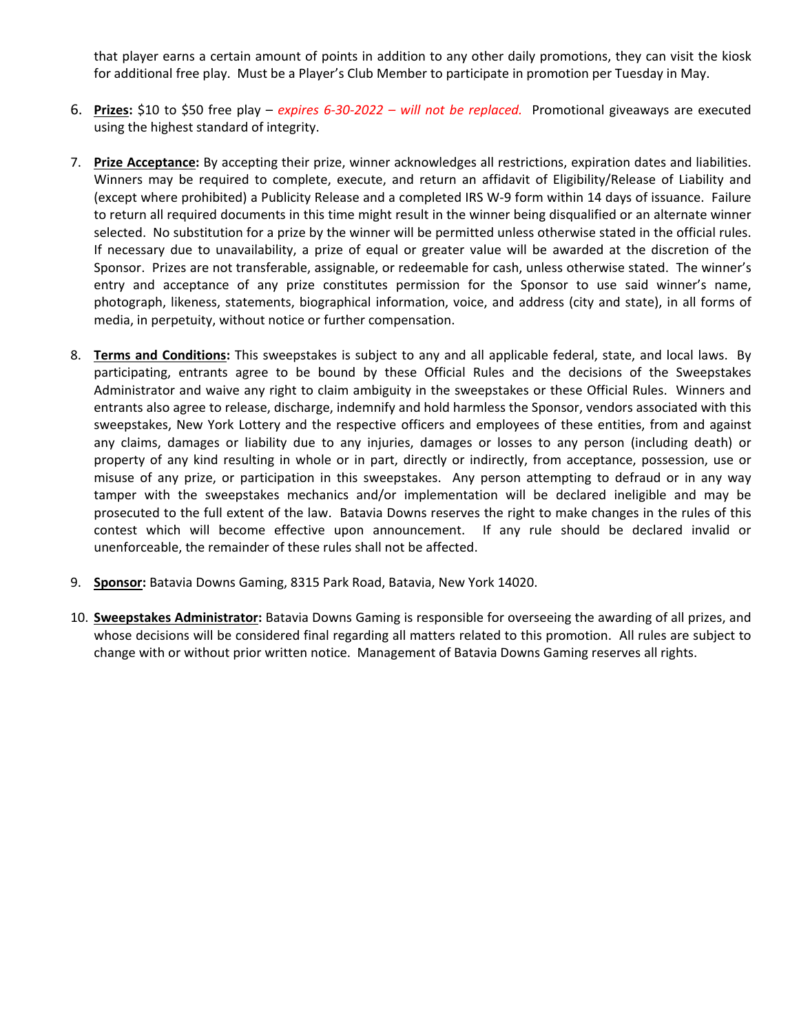that player earns a certain amount of points in addition to any other daily promotions, they can visit the kiosk for additional free play. Must be a Player's Club Member to participate in promotion per Tuesday in May.

6. **Prizes:** $10 to $50 free play – *expires 6-30-2022 – will not be replaced.* Promotional giveaways are executed using the highest standard of integrity.

7. **Prize Acceptance:** By accepting their prize, winner acknowledges all restrictions, expiration dates and liabilities. Winners may be required to complete, execute, and return an affidavit of Eligibility/Release of Liability and (except where prohibited) a Publicity Release and a completed IRS W-9 form within 14 days of issuance. Failure to return all required documents in this time might result in the winner being disqualified or an alternate winner selected. No substitution for a prize by the winner will be permitted unless otherwise stated in the official rules. If necessary due to unavailability, a prize of equal or greater value will be awarded at the discretion of the Sponsor. Prizes are not transferable, assignable, or redeemable for cash, unless otherwise stated. The winner's entry and acceptance of any prize constitutes permission for the Sponsor to use said winner's name, photograph, likeness, statements, biographical information, voice, and address (city and state), in all forms of media, in perpetuity, without notice or further compensation.

8. **Terms and Conditions:** This sweepstakes is subject to any and all applicable federal, state, and local laws. By participating, entrants agree to be bound by these Official Rules and the decisions of the Sweepstakes Administrator and waive any right to claim ambiguity in the sweepstakes or these Official Rules. Winners and entrants also agree to release, discharge, indemnify and hold harmless the Sponsor, vendors associated with this sweepstakes, New York Lottery and the respective officers and employees of these entities, from and against any claims, damages or liability due to any injuries, damages or losses to any person (including death) or property of any kind resulting in whole or in part, directly or indirectly, from acceptance, possession, use or misuse of any prize, or participation in this sweepstakes. Any person attempting to defraud or in any way tamper with the sweepstakes mechanics and/or implementation will be declared ineligible and may be prosecuted to the full extent of the law. Batavia Downs reserves the right to make changes in the rules of this contest which will become effective upon announcement. If any rule should be declared invalid or unenforceable, the remainder of these rules shall not be affected.

9. **Sponsor:** Batavia Downs Gaming, 8315 Park Road, Batavia, New York 14020.

10. **Sweepstakes Administrator:** Batavia Downs Gaming is responsible for overseeing the awarding of all prizes, and whose decisions will be considered final regarding all matters related to this promotion. All rules are subject to change with or without prior written notice. Management of Batavia Downs Gaming reserves all rights.